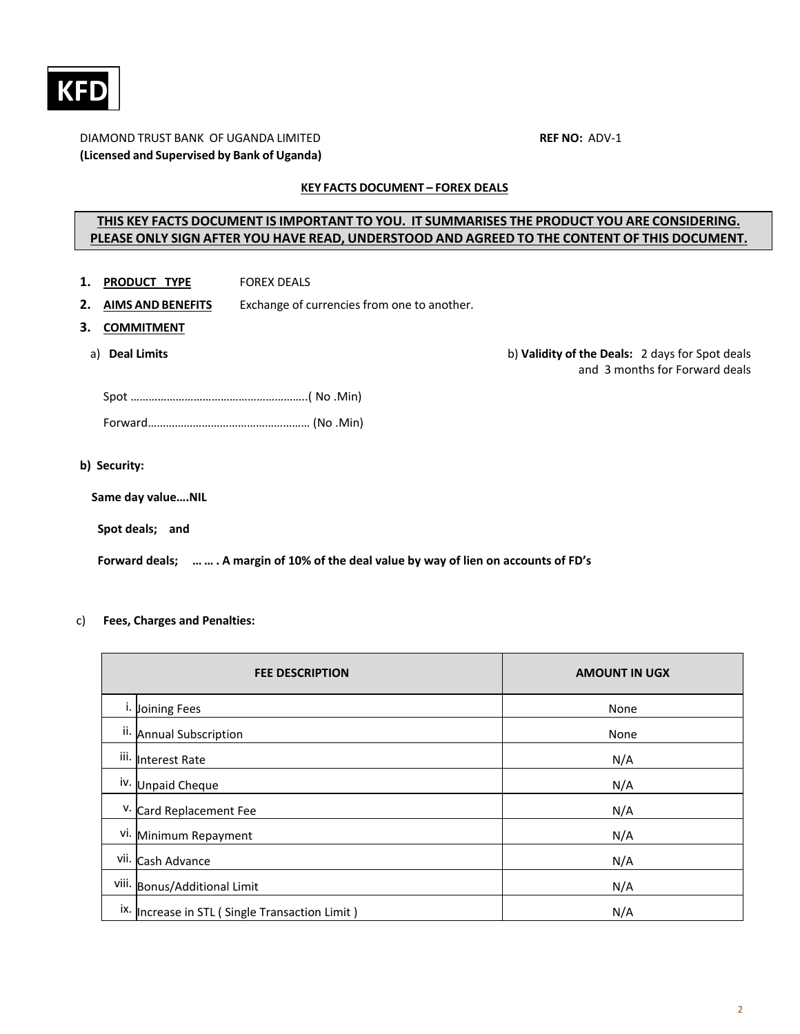**KFD**

DIAMOND TRUST BANK OF UGANDA LIMITED

**(Licensed and Supervised by Bank of Uganda)**

**REF NO:** ADV-1

## KEY FACTS DOCUMENT – FOREX DEALS

**THIS KEY FACTS DOCUMENT IS IMPORTANT TO YOU. IT SUMMARISES THE PRODUCT YOU ARE CONSIDERING. PLEASE ONLY SIGN AFTER YOU HAVE READ, UNDERSTOOD AND AGREED TO THE CONTENT OF THIS DOCUMENT.**

1. **PRODUCT TYPE** FOREX DEALS
2. **AIMS AND BENEFITS** Exchange of currencies from one to another.
3. **COMMITMENT**

a) **Deal Limits**

Spot …………………………………………………..( No .Min)

Forward…………………………………………… (No .Min)

b) **Validity of the Deals:** 2 days for Spot deals and 3 months for Forward deals

**b) Security:**

**Same day value….NIL**

**Spot deals; and**

**Forward deals; … … . A margin of 10% of the deal value by way of lien on accounts of FD's**

c) **Fees, Charges and Penalties:**

| | FEE DESCRIPTION | AMOUNT IN UGX |
|---|---|---|
| i. | Joining Fees | None |
| ii. | Annual Subscription | None |
| iii. | Interest Rate | N/A |
| iv. | Unpaid Cheque | N/A |
| v. | Card Replacement Fee | N/A |
| vi. | Minimum Repayment | N/A |
| vii. | Cash Advance | N/A |
| viii. | Bonus/Additional Limit | N/A |
| ix. | Increase in STL ( Single Transaction Limit ) | N/A |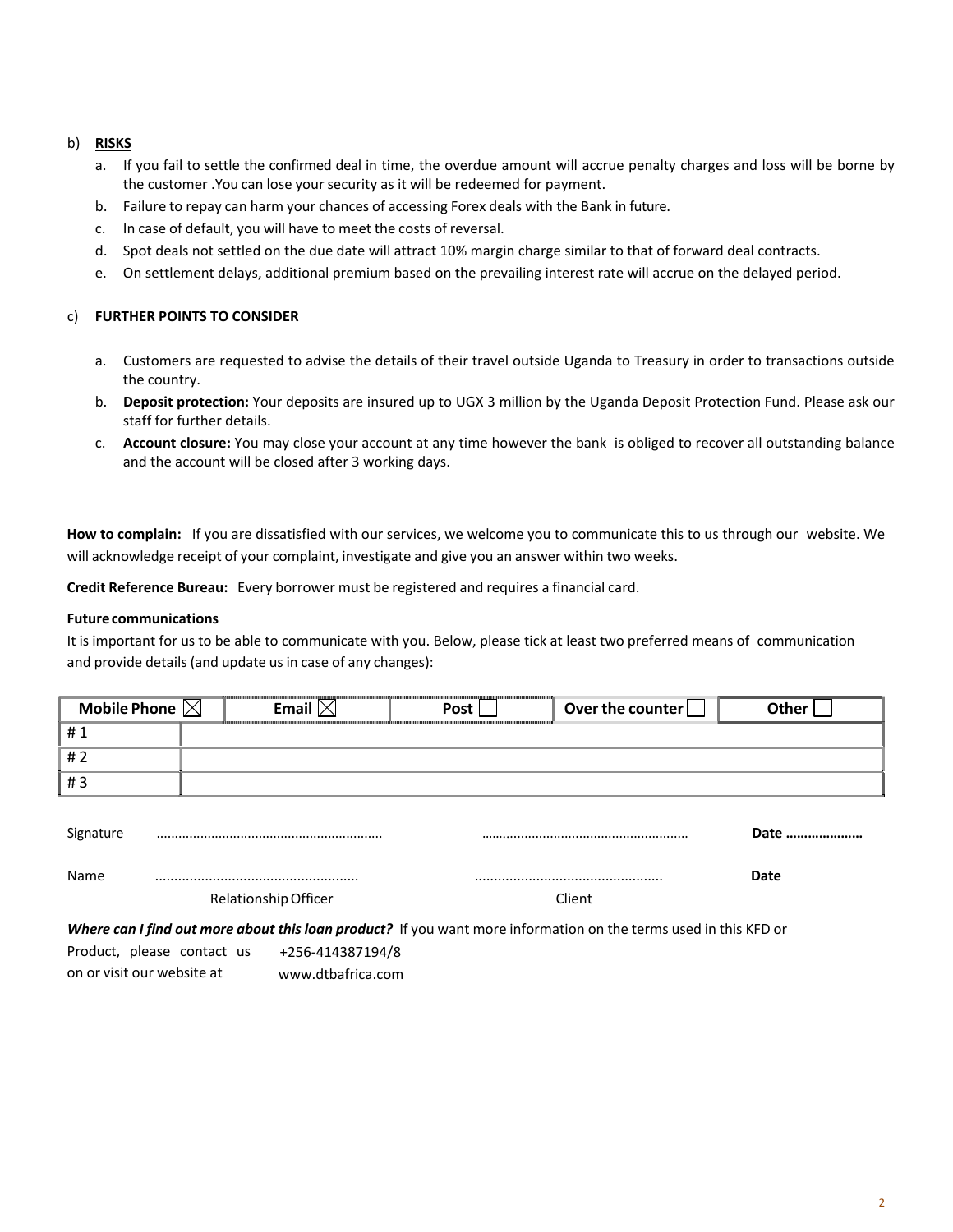b) **RISKS**

a. If you fail to settle the confirmed deal in time, the overdue amount will accrue penalty charges and loss will be borne by the customer .You can lose your security as it will be redeemed for payment.

b. Failure to repay can harm your chances of accessing Forex deals with the Bank in future.

c. In case of default, you will have to meet the costs of reversal.

d. Spot deals not settled on the due date will attract 10% margin charge similar to that of forward deal contracts.

e. On settlement delays, additional premium based on the prevailing interest rate will accrue on the delayed period.

c) **FURTHER POINTS TO CONSIDER**

a. Customers are requested to advise the details of their travel outside Uganda to Treasury in order to transactions outside the country.

b. **Deposit protection:** Your deposits are insured up to UGX 3 million by the Uganda Deposit Protection Fund. Please ask our staff for further details.

c. **Account closure:** You may close your account at any time however the bank is obliged to recover all outstanding balance and the account will be closed after 3 working days.

**How to complain:** If you are dissatisfied with our services, we welcome you to communicate this to us through our website. We will acknowledge receipt of your complaint, investigate and give you an answer within two weeks.

**Credit Reference Bureau:** Every borrower must be registered and requires a financial card.

**Future communications**

It is important for us to be able to communicate with you. Below, please tick at least two preferred means of communication and provide details (and update us in case of any changes):

| Mobile Phone ☒ | Email ☒ | Post ☐ | Over the counter ☐ | Other ☐ |
|---|---|---|---|---|
| # 1 | | | | |
| # 2 | | | | |
| # 3 | | | | |

Signature ............................................................ ........................................................ **Date …………………**

Name .................................................... ................................................ **Date**

Relationship Officer Client

***Where can I find out more about this loan product?*** If you want more information on the terms used in this KFD or Product, please contact us +256-414387194/8 on or visit our website at www.dtbafrica.com